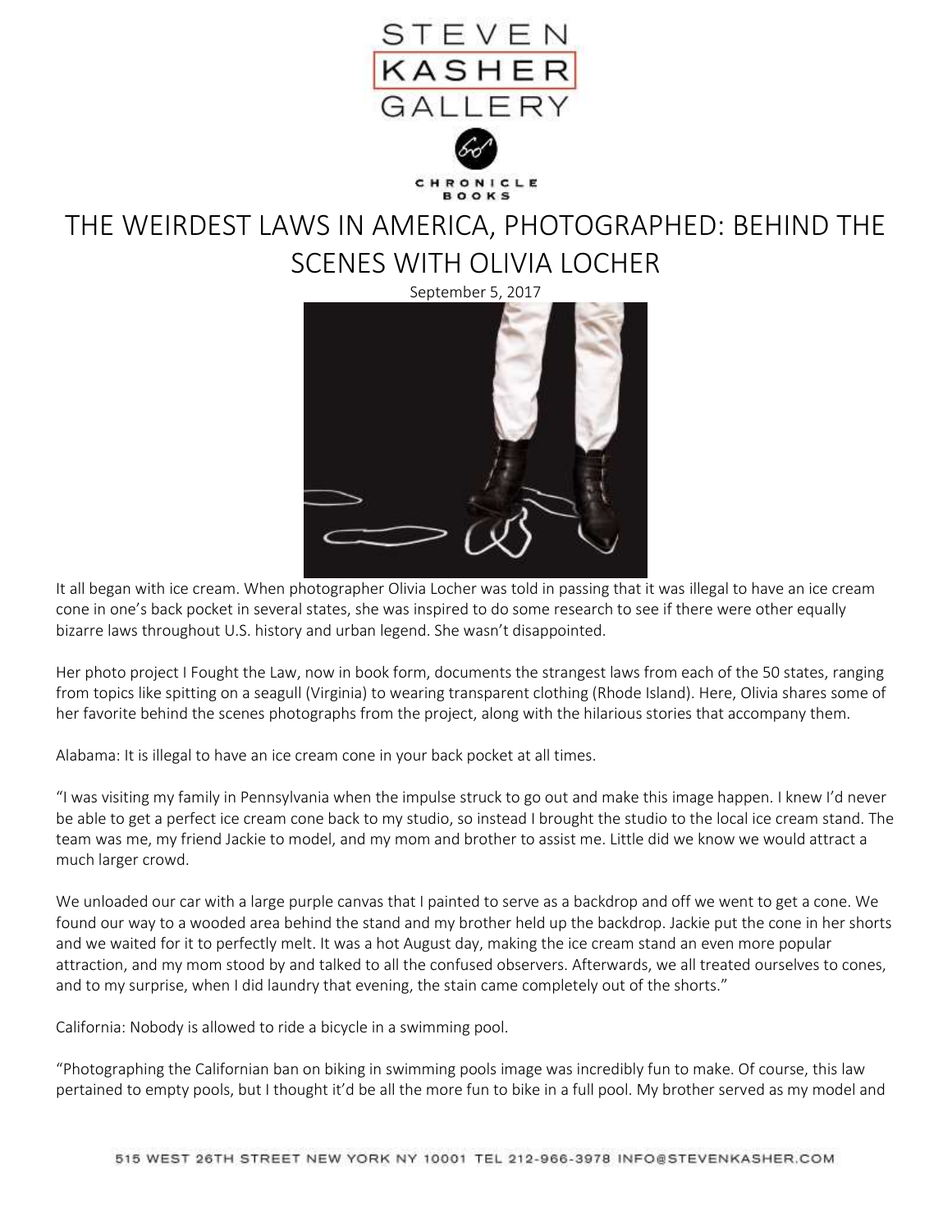# THE WEIRDEST LAWS IN AMERICA, PHOTOGRAPHED: BEHIND THE SCENES WITH OLIVIA LOCHER

September 5, 2017

It all began with ice cream. When photographer Olivia Locher was told in passing that it was illegal to have an ice cream cone in one's back pocket in several states, she was inspired to do some research to see if there were other equally bizarre laws throughout U.S. history and urban legend. She wasn't disappointed.

Her photo project I Fought the Law, now in book form, documents the strangest laws from each of the 50 states, ranging from topics like spitting on a seagull (Virginia) to wearing transparent clothing (Rhode Island). Here, Olivia shares some of her favorite behind the scenes photographs from the project, along with the hilarious stories that accompany them.

Alabama: It is illegal to have an ice cream cone in your back pocket at all times.

"I was visiting my family in Pennsylvania when the impulse struck to go out and make this image happen. I knew I'd never be able to get a perfect ice cream cone back to my studio, so instead I brought the studio to the local ice cream stand. The team was me, my friend Jackie to model, and my mom and brother to assist me. Little did we know we would attract a much larger crowd.

We unloaded our car with a large purple canvas that I painted to serve as a backdrop and off we went to get a cone. We found our way to a wooded area behind the stand and my brother held up the backdrop. Jackie put the cone in her shorts and we waited for it to perfectly melt. It was a hot August day, making the ice cream stand an even more popular attraction, and my mom stood by and talked to all the confused observers. Afterwards, we all treated ourselves to cones, and to my surprise, when I did laundry that evening, the stain came completely out of the shorts."

California: Nobody is allowed to ride a bicycle in a swimming pool.

"Photographing the Californian ban on biking in swimming pools image was incredibly fun to make. Of course, this law pertained to empty pools, but I thought it'd be all the more fun to bike in a full pool. My brother served as my model and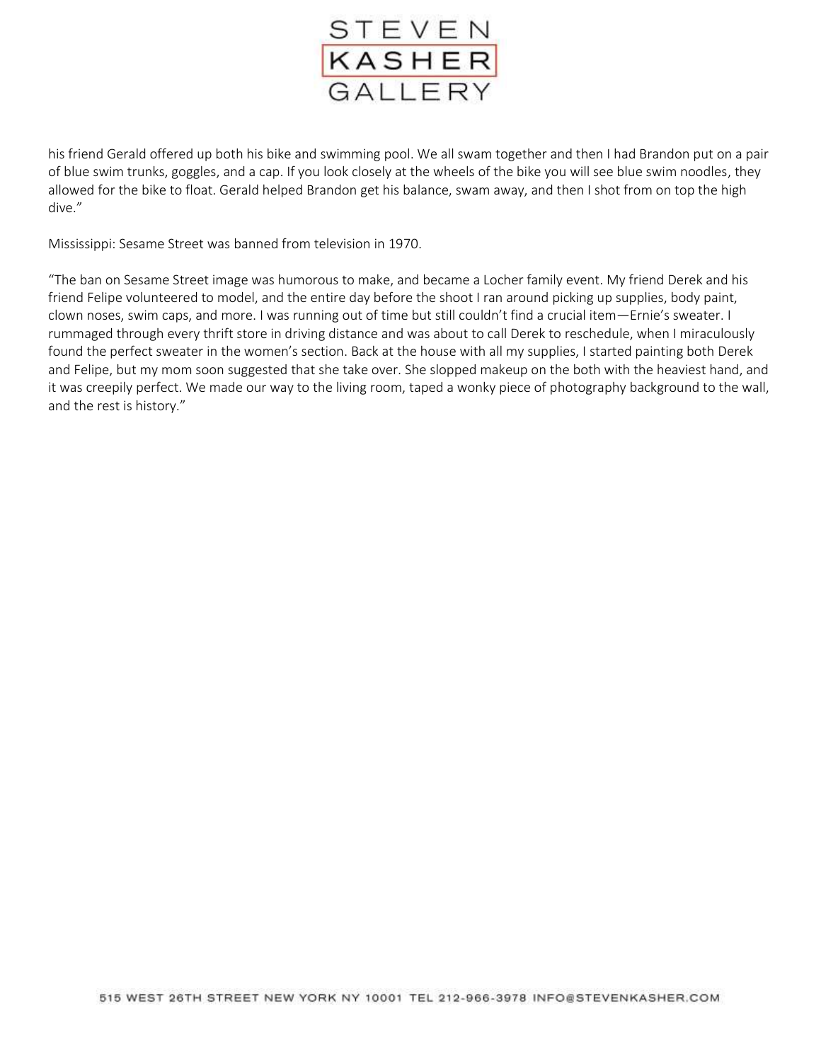his friend Gerald offered up both his bike and swimming pool. We all swam together and then I had Brandon put on a pair of blue swim trunks, goggles, and a cap. If you look closely at the wheels of the bike you will see blue swim noodles, they allowed for the bike to float. Gerald helped Brandon get his balance, swam away, and then I shot from on top the high dive."

Mississippi: Sesame Street was banned from television in 1970.

"The ban on Sesame Street image was humorous to make, and became a Locher family event. My friend Derek and his friend Felipe volunteered to model, and the entire day before the shoot I ran around picking up supplies, body paint, clown noses, swim caps, and more. I was running out of time but still couldn't find a crucial item—Ernie's sweater. I rummaged through every thrift store in driving distance and was about to call Derek to reschedule, when I miraculously found the perfect sweater in the women's section. Back at the house with all my supplies, I started painting both Derek and Felipe, but my mom soon suggested that she take over. She slopped makeup on the both with the heaviest hand, and it was creepily perfect. We made our way to the living room, taped a wonky piece of photography background to the wall, and the rest is history."